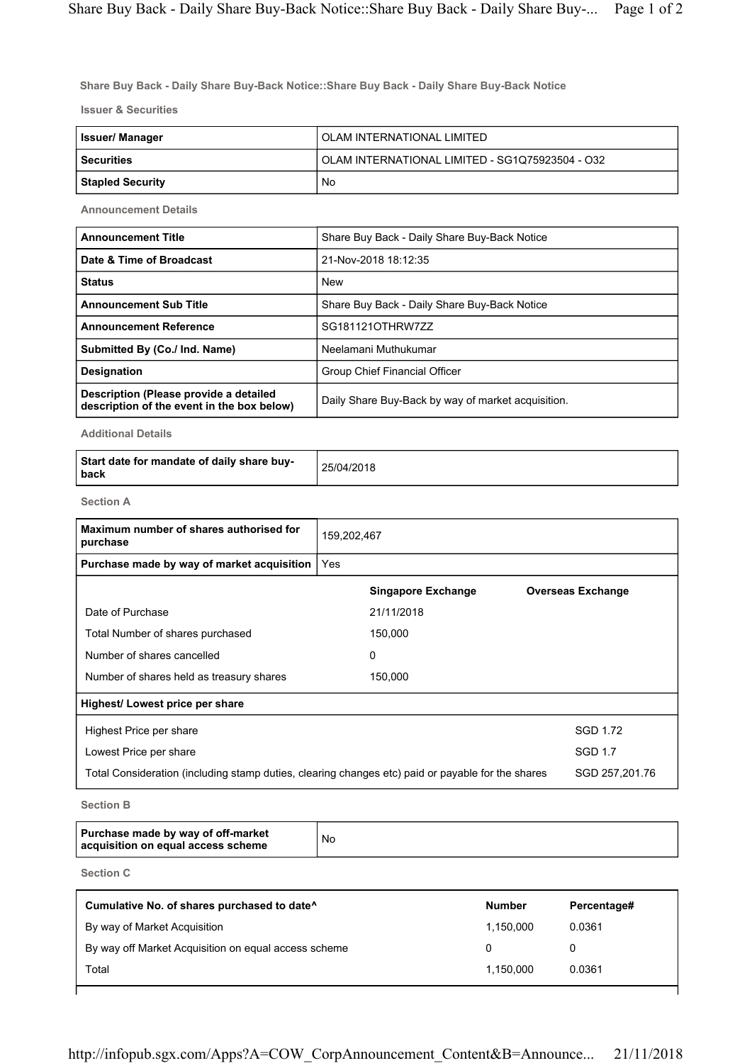**Share Buy Back - Daily Share Buy-Back Notice::Share Buy Back - Daily Share Buy-Back Notice**

**Issuer & Securities**

| | |
|---|---|
| **Issuer/ Manager** | OLAM INTERNATIONAL LIMITED |
| **Securities** | OLAM INTERNATIONAL LIMITED - SG1Q75923504 - O32 |
| **Stapled Security** | No |

**Announcement Details**

| | |
|---|---|
| **Announcement Title** | Share Buy Back - Daily Share Buy-Back Notice |
| **Date & Time of Broadcast** | 21-Nov-2018 18:12:35 |
| **Status** | New |
| **Announcement Sub Title** | Share Buy Back - Daily Share Buy-Back Notice |
| **Announcement Reference** | SG181121OTHRW7ZZ |
| **Submitted By (Co./ Ind. Name)** | Neelamani Muthukumar |
| **Designation** | Group Chief Financial Officer |
| **Description (Please provide a detailed description of the event in the box below)** | Daily Share Buy-Back by way of market acquisition. |

**Additional Details**

| | |
|---|---|
| **Start date for mandate of daily share buy-back** | 25/04/2018 |

**Section A**

| | |
|---|---|
| **Maximum number of shares authorised for purchase** | 159,202,467 |
| **Purchase made by way of market acquisition** | Yes |

| | Singapore Exchange | Overseas Exchange |
|---|---|---|
| Date of Purchase | 21/11/2018 | |
| Total Number of shares purchased | 150,000 | |
| Number of shares cancelled | 0 | |
| Number of shares held as treasury shares | 150,000 | |

**Highest/ Lowest price per share**

| | |
|---|---|
| Highest Price per share | SGD 1.72 |
| Lowest Price per share | SGD 1.7 |
| Total Consideration (including stamp duties, clearing changes etc) paid or payable for the shares | SGD 257,201.76 |

**Section B**

| | |
|---|---|
| **Purchase made by way of off-market acquisition on equal access scheme** | No |

**Section C**

| Cumulative No. of shares purchased to date^ | Number | Percentage# |
|---|---|---|
| By way of Market Acquisition | 1,150,000 | 0.0361 |
| By way off Market Acquisition on equal access scheme | 0 | 0 |
| Total | 1,150,000 | 0.0361 |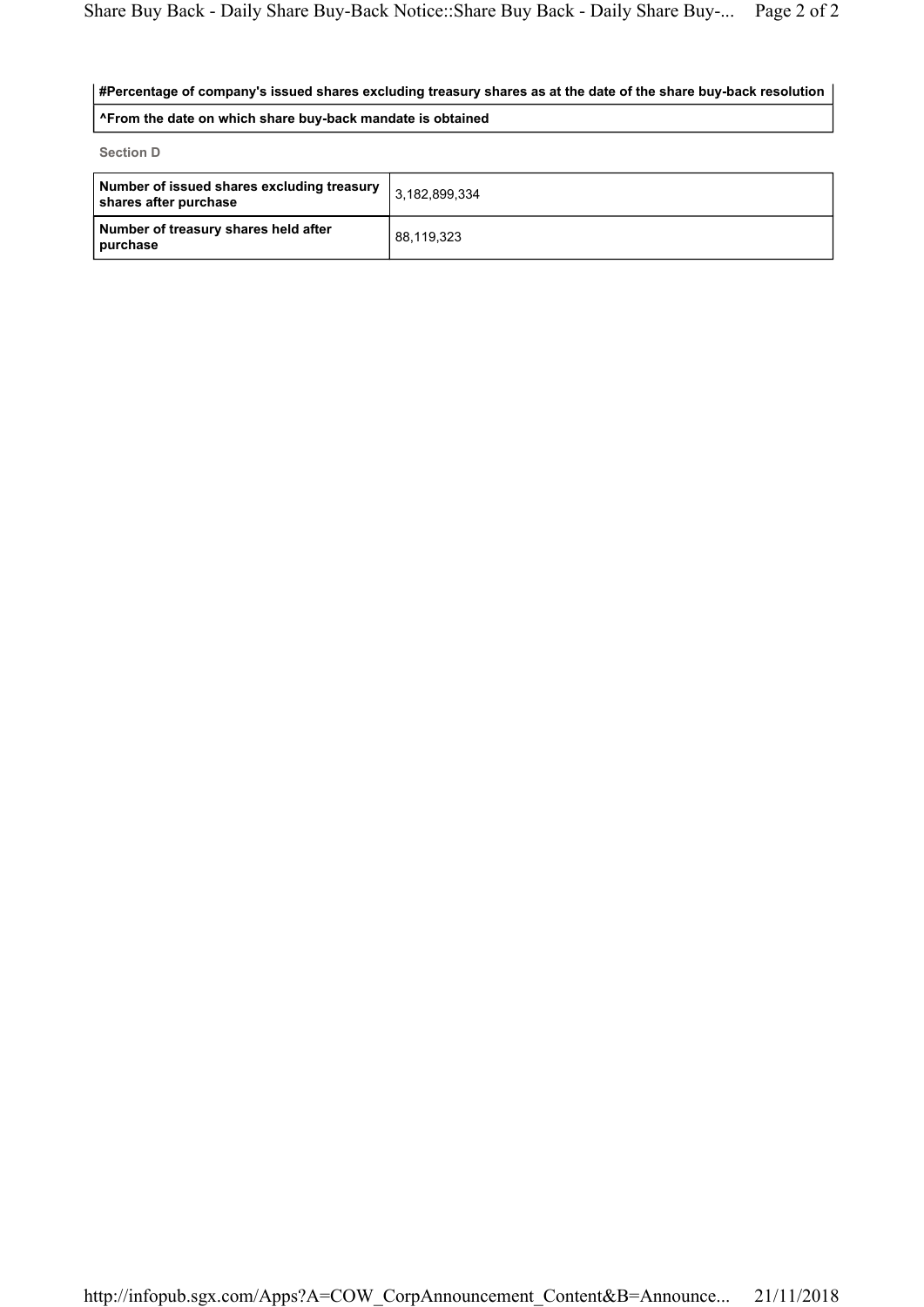| |
|---|
| **#Percentage of company's issued shares excluding treasury shares as at the date of the share buy-back resolution** |
| **^From the date on which share buy-back mandate is obtained** |

**Section D**

| | |
|---|---|
| **Number of issued shares excluding treasury shares after purchase** | 3,182,899,334 |
| **Number of treasury shares held after purchase** | 88,119,323 |